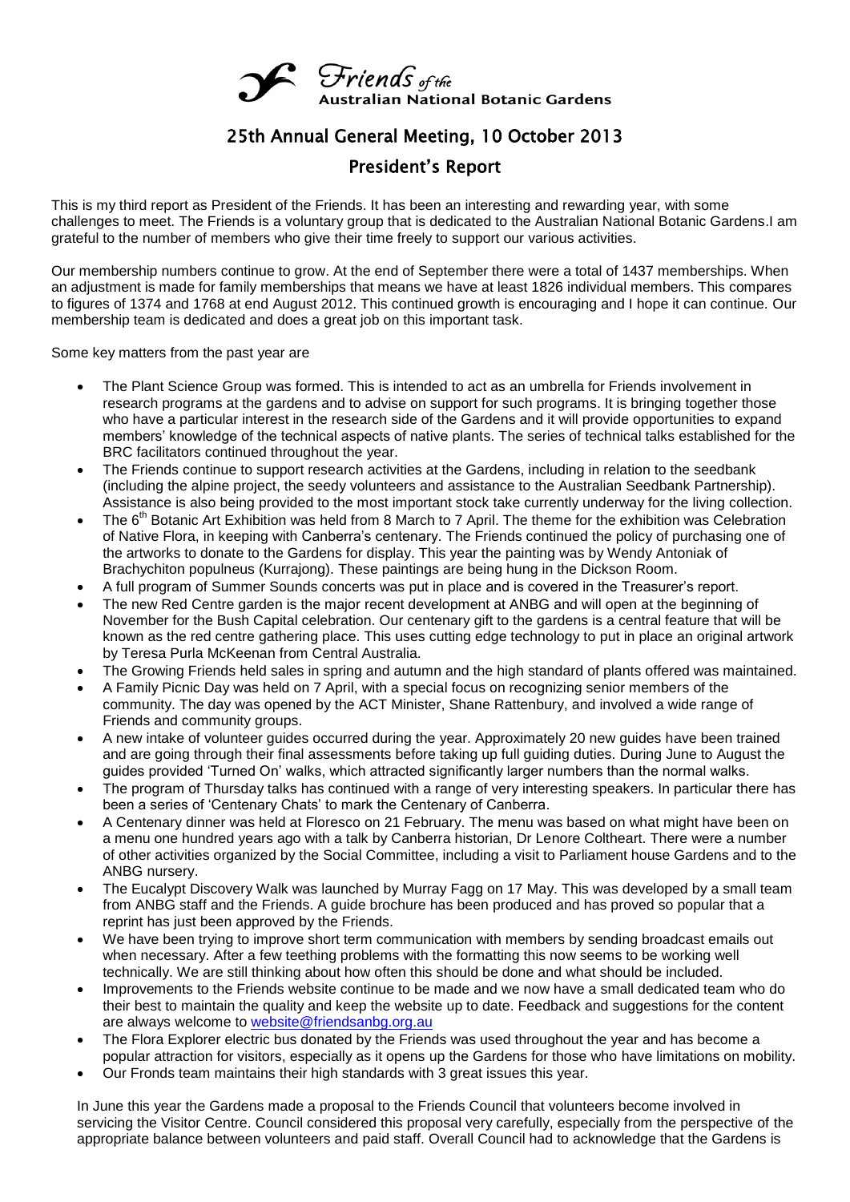Friends of the Australian National Botanic Gardens

# 25th Annual General Meeting, 10 October 2013

## President's Report

This is my third report as President of the Friends. It has been an interesting and rewarding year, with some challenges to meet. The Friends is a voluntary group that is dedicated to the Australian National Botanic Gardens.I am grateful to the number of members who give their time freely to support our various activities.

Our membership numbers continue to grow. At the end of September there were a total of 1437 memberships. When an adjustment is made for family memberships that means we have at least 1826 individual members. This compares to figures of 1374 and 1768 at end August 2012. This continued growth is encouraging and I hope it can continue. Our membership team is dedicated and does a great job on this important task.

Some key matters from the past year are

- The Plant Science Group was formed. This is intended to act as an umbrella for Friends involvement in research programs at the gardens and to advise on support for such programs. It is bringing together those who have a particular interest in the research side of the Gardens and it will provide opportunities to expand members' knowledge of the technical aspects of native plants. The series of technical talks established for the BRC facilitators continued throughout the year.
- The Friends continue to support research activities at the Gardens, including in relation to the seedbank (including the alpine project, the seedy volunteers and assistance to the Australian Seedbank Partnership). Assistance is also being provided to the most important stock take currently underway for the living collection.
- The 6th Botanic Art Exhibition was held from 8 March to 7 April. The theme for the exhibition was Celebration of Native Flora, in keeping with Canberra's centenary. The Friends continued the policy of purchasing one of the artworks to donate to the Gardens for display. This year the painting was by Wendy Antoniak of Brachychiton populneus (Kurrajong). These paintings are being hung in the Dickson Room.
- A full program of Summer Sounds concerts was put in place and is covered in the Treasurer's report.
- The new Red Centre garden is the major recent development at ANBG and will open at the beginning of November for the Bush Capital celebration. Our centenary gift to the gardens is a central feature that will be known as the red centre gathering place. This uses cutting edge technology to put in place an original artwork by Teresa Purla McKeenan from Central Australia.
- The Growing Friends held sales in spring and autumn and the high standard of plants offered was maintained.
- A Family Picnic Day was held on 7 April, with a special focus on recognizing senior members of the community. The day was opened by the ACT Minister, Shane Rattenbury, and involved a wide range of Friends and community groups.
- A new intake of volunteer guides occurred during the year. Approximately 20 new guides have been trained and are going through their final assessments before taking up full guiding duties. During June to August the guides provided 'Turned On' walks, which attracted significantly larger numbers than the normal walks.
- The program of Thursday talks has continued with a range of very interesting speakers. In particular there has been a series of 'Centenary Chats' to mark the Centenary of Canberra.
- A Centenary dinner was held at Floresco on 21 February. The menu was based on what might have been on a menu one hundred years ago with a talk by Canberra historian, Dr Lenore Coltheart. There were a number of other activities organized by the Social Committee, including a visit to Parliament house Gardens and to the ANBG nursery.
- The Eucalypt Discovery Walk was launched by Murray Fagg on 17 May. This was developed by a small team from ANBG staff and the Friends. A guide brochure has been produced and has proved so popular that a reprint has just been approved by the Friends.
- We have been trying to improve short term communication with members by sending broadcast emails out when necessary. After a few teething problems with the formatting this now seems to be working well technically. We are still thinking about how often this should be done and what should be included.
- Improvements to the Friends website continue to be made and we now have a small dedicated team who do their best to maintain the quality and keep the website up to date. Feedback and suggestions for the content are always welcome to website@friendsanbg.org.au
- The Flora Explorer electric bus donated by the Friends was used throughout the year and has become a popular attraction for visitors, especially as it opens up the Gardens for those who have limitations on mobility.
- Our Fronds team maintains their high standards with 3 great issues this year.

In June this year the Gardens made a proposal to the Friends Council that volunteers become involved in servicing the Visitor Centre. Council considered this proposal very carefully, especially from the perspective of the appropriate balance between volunteers and paid staff. Overall Council had to acknowledge that the Gardens is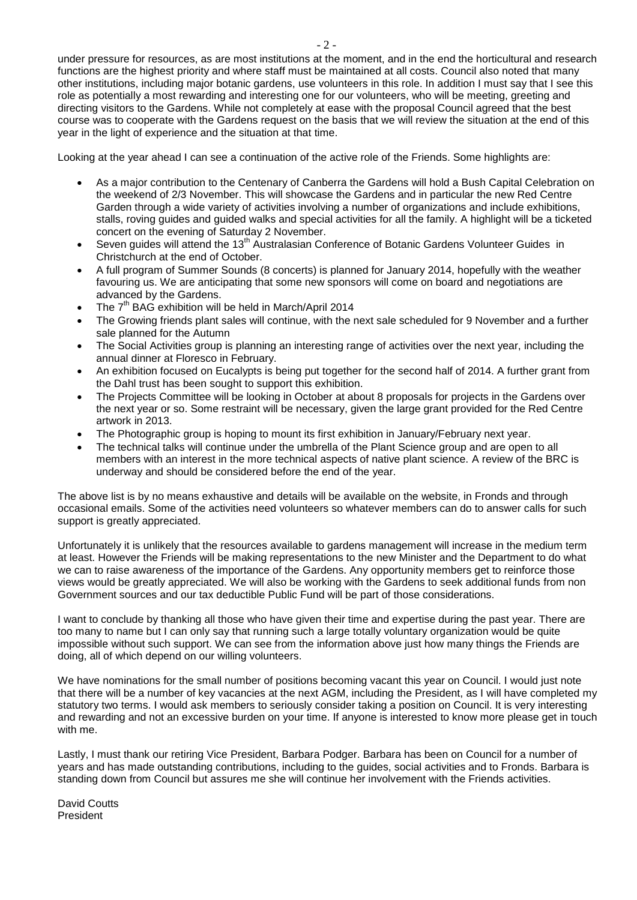under pressure for resources, as are most institutions at the moment, and in the end the horticultural and research functions are the highest priority and where staff must be maintained at all costs. Council also noted that many other institutions, including major botanic gardens, use volunteers in this role. In addition I must say that I see this role as potentially a most rewarding and interesting one for our volunteers, who will be meeting, greeting and directing visitors to the Gardens. While not completely at ease with the proposal Council agreed that the best course was to cooperate with the Gardens request on the basis that we will review the situation at the end of this year in the light of experience and the situation at that time.

Looking at the year ahead I can see a continuation of the active role of the Friends. Some highlights are:

- As a major contribution to the Centenary of Canberra the Gardens will hold a Bush Capital Celebration on the weekend of 2/3 November. This will showcase the Gardens and in particular the new Red Centre Garden through a wide variety of activities involving a number of organizations and include exhibitions, stalls, roving guides and guided walks and special activities for all the family. A highlight will be a ticketed concert on the evening of Saturday 2 November.
- Seven guides will attend the 13th Australasian Conference of Botanic Gardens Volunteer Guides in Christchurch at the end of October.
- A full program of Summer Sounds (8 concerts) is planned for January 2014, hopefully with the weather favouring us. We are anticipating that some new sponsors will come on board and negotiations are advanced by the Gardens.
- The 7th BAG exhibition will be held in March/April 2014
- The Growing friends plant sales will continue, with the next sale scheduled for 9 November and a further sale planned for the Autumn
- The Social Activities group is planning an interesting range of activities over the next year, including the annual dinner at Floresco in February.
- An exhibition focused on Eucalypts is being put together for the second half of 2014. A further grant from the Dahl trust has been sought to support this exhibition.
- The Projects Committee will be looking in October at about 8 proposals for projects in the Gardens over the next year or so. Some restraint will be necessary, given the large grant provided for the Red Centre artwork in 2013.
- The Photographic group is hoping to mount its first exhibition in January/February next year.
- The technical talks will continue under the umbrella of the Plant Science group and are open to all members with an interest in the more technical aspects of native plant science. A review of the BRC is underway and should be considered before the end of the year.

The above list is by no means exhaustive and details will be available on the website, in Fronds and through occasional emails. Some of the activities need volunteers so whatever members can do to answer calls for such support is greatly appreciated.

Unfortunately it is unlikely that the resources available to gardens management will increase in the medium term at least. However the Friends will be making representations to the new Minister and the Department to do what we can to raise awareness of the importance of the Gardens. Any opportunity members get to reinforce those views would be greatly appreciated. We will also be working with the Gardens to seek additional funds from non Government sources and our tax deductible Public Fund will be part of those considerations.

I want to conclude by thanking all those who have given their time and expertise during the past year. There are too many to name but I can only say that running such a large totally voluntary organization would be quite impossible without such support. We can see from the information above just how many things the Friends are doing, all of which depend on our willing volunteers.

We have nominations for the small number of positions becoming vacant this year on Council. I would just note that there will be a number of key vacancies at the next AGM, including the President, as I will have completed my statutory two terms. I would ask members to seriously consider taking a position on Council. It is very interesting and rewarding and not an excessive burden on your time. If anyone is interested to know more please get in touch with me.

Lastly, I must thank our retiring Vice President, Barbara Podger. Barbara has been on Council for a number of years and has made outstanding contributions, including to the guides, social activities and to Fronds. Barbara is standing down from Council but assures me she will continue her involvement with the Friends activities.

David Coutts
President